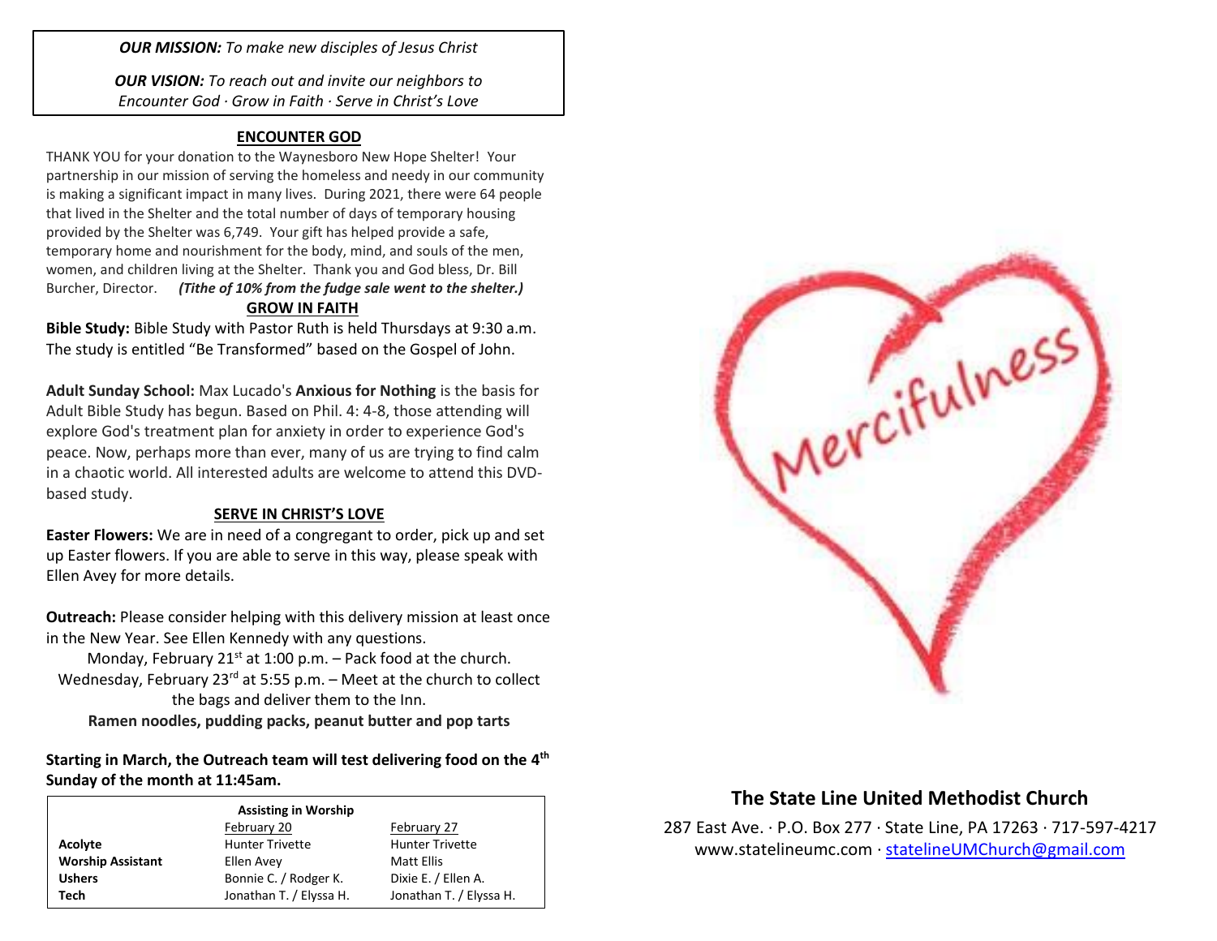***OUR MISSION:*** *To make new disciples of Jesus Christ*

***OUR VISION:*** *To reach out and invite our neighbors to Encounter God · Grow in Faith · Serve in Christ's Love*

## ENCOUNTER GOD

THANK YOU for your donation to the Waynesboro New Hope Shelter! Your partnership in our mission of serving the homeless and needy in our community is making a significant impact in many lives. During 2021, there were 64 people that lived in the Shelter and the total number of days of temporary housing provided by the Shelter was 6,749. Your gift has helped provide a safe, temporary home and nourishment for the body, mind, and souls of the men, women, and children living at the Shelter. Thank you and God bless, Dr. Bill Burcher, Director. ***(Tithe of 10% from the fudge sale went to the shelter.)***

## GROW IN FAITH

**Bible Study:** Bible Study with Pastor Ruth is held Thursdays at 9:30 a.m. The study is entitled "Be Transformed" based on the Gospel of John.

**Adult Sunday School:** Max Lucado's **Anxious for Nothing** is the basis for Adult Bible Study has begun. Based on Phil. 4: 4-8, those attending will explore God's treatment plan for anxiety in order to experience God's peace. Now, perhaps more than ever, many of us are trying to find calm in a chaotic world. All interested adults are welcome to attend this DVD-based study.

## SERVE IN CHRIST'S LOVE

**Easter Flowers:** We are in need of a congregant to order, pick up and set up Easter flowers. If you are able to serve in this way, please speak with Ellen Avey for more details.

**Outreach:** Please consider helping with this delivery mission at least once in the New Year. See Ellen Kennedy with any questions.

Monday, February 21st at 1:00 p.m. – Pack food at the church.
Wednesday, February 23rd at 5:55 p.m. – Meet at the church to collect the bags and deliver them to the Inn.
**Ramen noodles, pudding packs, peanut butter and pop tarts**

**Starting in March, the Outreach team will test delivering food on the 4th Sunday of the month at 11:45am.**

**Assisting in Worship**

| | February 20 | February 27 |
|---|---|---|
| **Acolyte** | Hunter Trivette | Hunter Trivette |
| **Worship Assistant** | Ellen Avey | Matt Ellis |
| **Ushers** | Bonnie C. / Rodger K. | Dixie E. / Ellen A. |
| **Tech** | Jonathan T. / Elyssa H. | Jonathan T. / Elyssa H. |

Mercifulness

# The State Line United Methodist Church

287 East Ave. · P.O. Box 277 · State Line, PA 17263 · 717-597-4217
www.statelineumc.com · statelineUMChurch@gmail.com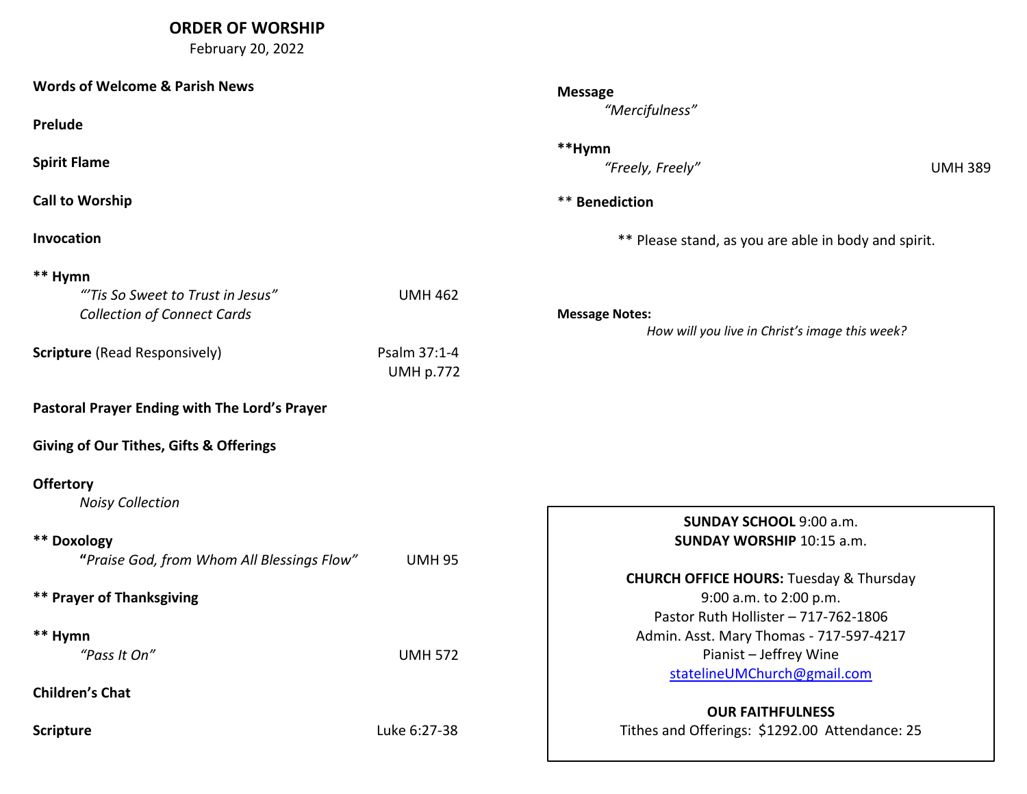## ORDER OF WORSHIP

February 20, 2022

**Words of Welcome & Parish News**

**Prelude**

**Spirit Flame**

**Call to Worship**

**Invocation**

**\*\* Hymn**
*"'Tis So Sweet to Trust in Jesus"* — UMH 462
*Collection of Connect Cards*

**Scripture** (Read Responsively) — Psalm 37:1-4, UMH p.772

**Pastoral Prayer Ending with The Lord's Prayer**

**Giving of Our Tithes, Gifts & Offerings**

**Offertory**
*Noisy Collection*

**\*\* Doxology**
**"***Praise God, from Whom All Blessings Flow"* — UMH 95

**\*\* Prayer of Thanksgiving**

**\*\* Hymn**
*"Pass It On"* — UMH 572

**Children's Chat**

**Scripture** — Luke 6:27-38

**Message**
*"Mercifulness"*

**\*\*Hymn**
*"Freely, Freely"* — UMH 389

\*\* **Benediction**

\*\* Please stand, as you are able in body and spirit.

**Message Notes:**
*How will you live in Christ's image this week?*

**SUNDAY SCHOOL** 9:00 a.m.
**SUNDAY WORSHIP** 10:15 a.m.

**CHURCH OFFICE HOURS:** Tuesday & Thursday
9:00 a.m. to 2:00 p.m.
Pastor Ruth Hollister – 717-762-1806
Admin. Asst. Mary Thomas - 717-597-4217
Pianist – Jeffrey Wine
statelineUMChurch@gmail.com

**OUR FAITHFULNESS**
Tithes and Offerings: $1292.00 Attendance: 25